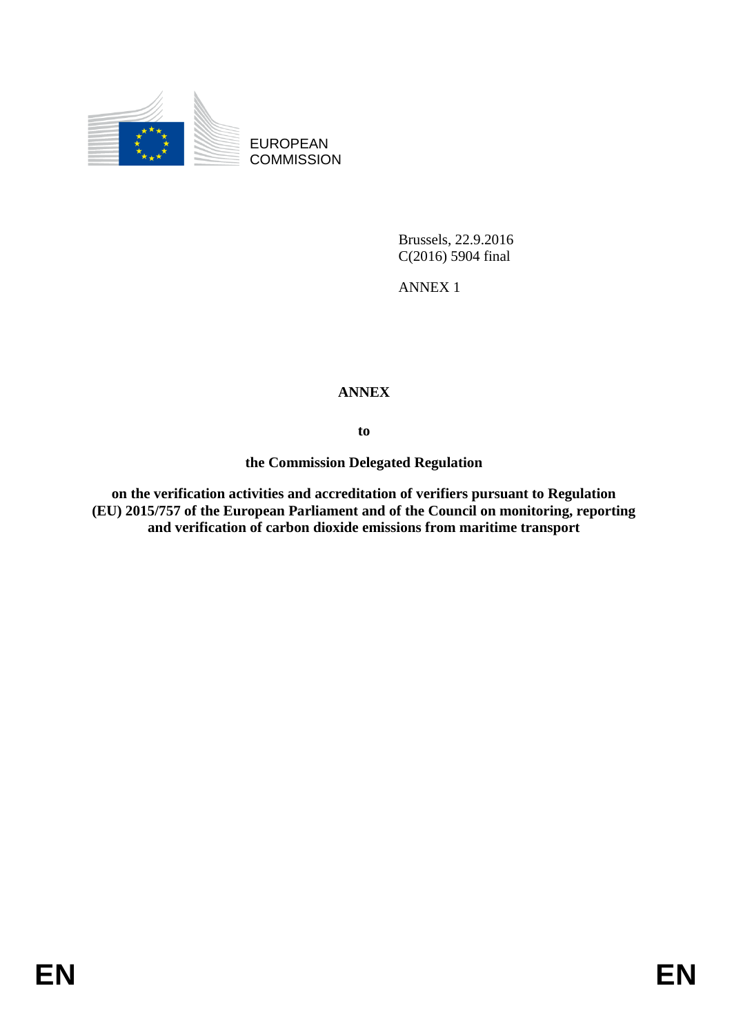EUROPEAN
COMMISSION

Brussels, 22.9.2016
C(2016) 5904 final

ANNEX 1

# ANNEX

**to**

**the Commission Delegated Regulation**

**on the verification activities and accreditation of verifiers pursuant to Regulation (EU) 2015/757 of the European Parliament and of the Council on monitoring, reporting and verification of carbon dioxide emissions from maritime transport**

EN EN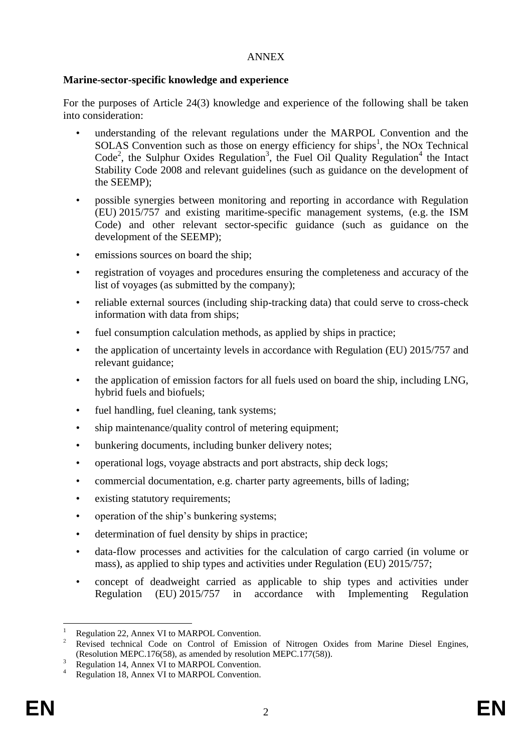ANNEX

**Marine-sector-specific knowledge and experience**

For the purposes of Article 24(3) knowledge and experience of the following shall be taken into consideration:

- understanding of the relevant regulations under the MARPOL Convention and the SOLAS Convention such as those on energy efficiency for ships[1], the NOx Technical Code[2], the Sulphur Oxides Regulation[3], the Fuel Oil Quality Regulation[4] the Intact Stability Code 2008 and relevant guidelines (such as guidance on the development of the SEEMP);
- possible synergies between monitoring and reporting in accordance with Regulation (EU) 2015/757 and existing maritime-specific management systems, (e.g. the ISM Code) and other relevant sector-specific guidance (such as guidance on the development of the SEEMP);
- emissions sources on board the ship;
- registration of voyages and procedures ensuring the completeness and accuracy of the list of voyages (as submitted by the company);
- reliable external sources (including ship-tracking data) that could serve to cross-check information with data from ships;
- fuel consumption calculation methods, as applied by ships in practice;
- the application of uncertainty levels in accordance with Regulation (EU) 2015/757 and relevant guidance;
- the application of emission factors for all fuels used on board the ship, including LNG, hybrid fuels and biofuels;
- fuel handling, fuel cleaning, tank systems;
- ship maintenance/quality control of metering equipment;
- bunkering documents, including bunker delivery notes;
- operational logs, voyage abstracts and port abstracts, ship deck logs;
- commercial documentation, e.g. charter party agreements, bills of lading;
- existing statutory requirements;
- operation of the ship's bunkering systems;
- determination of fuel density by ships in practice;
- data-flow processes and activities for the calculation of cargo carried (in volume or mass), as applied to ship types and activities under Regulation (EU) 2015/757;
- concept of deadweight carried as applicable to ship types and activities under Regulation (EU) 2015/757 in accordance with Implementing Regulation

---

[1] Regulation 22, Annex VI to MARPOL Convention.

[2] Revised technical Code on Control of Emission of Nitrogen Oxides from Marine Diesel Engines, (Resolution MEPC.176(58), as amended by resolution MEPC.177(58)).

[3] Regulation 14, Annex VI to MARPOL Convention.

[4] Regulation 18, Annex VI to MARPOL Convention.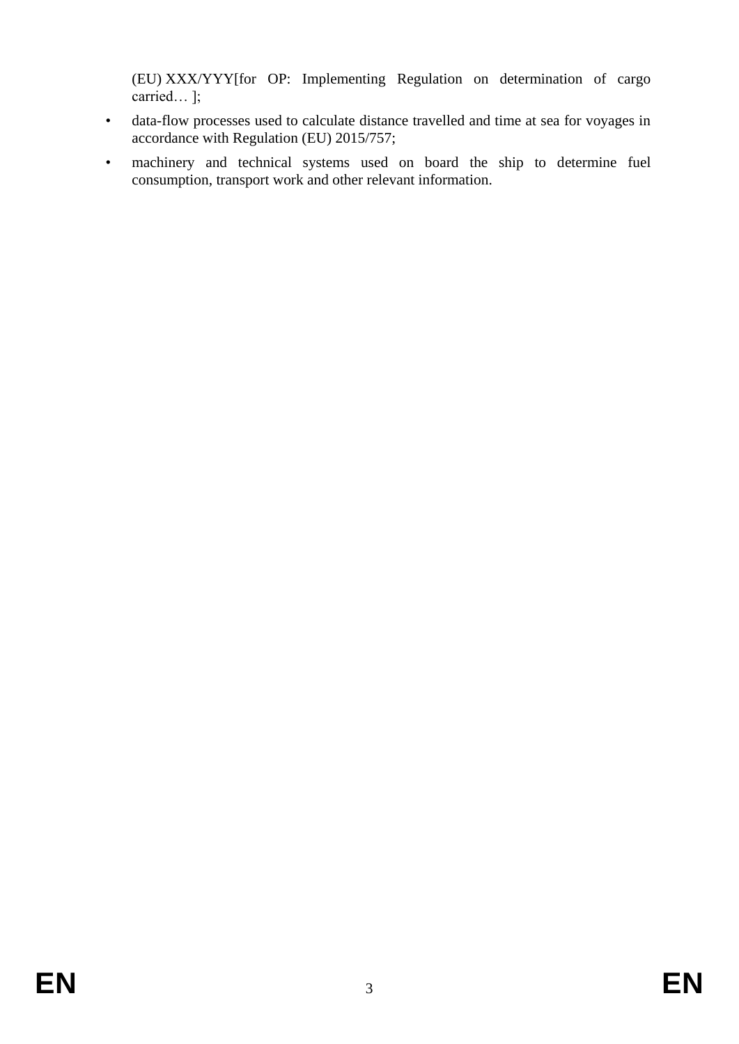(EU) XXX/YYY[for OP: Implementing Regulation on determination of cargo carried… ];

- data-flow processes used to calculate distance travelled and time at sea for voyages in accordance with Regulation (EU) 2015/757;
- machinery and technical systems used on board the ship to determine fuel consumption, transport work and other relevant information.